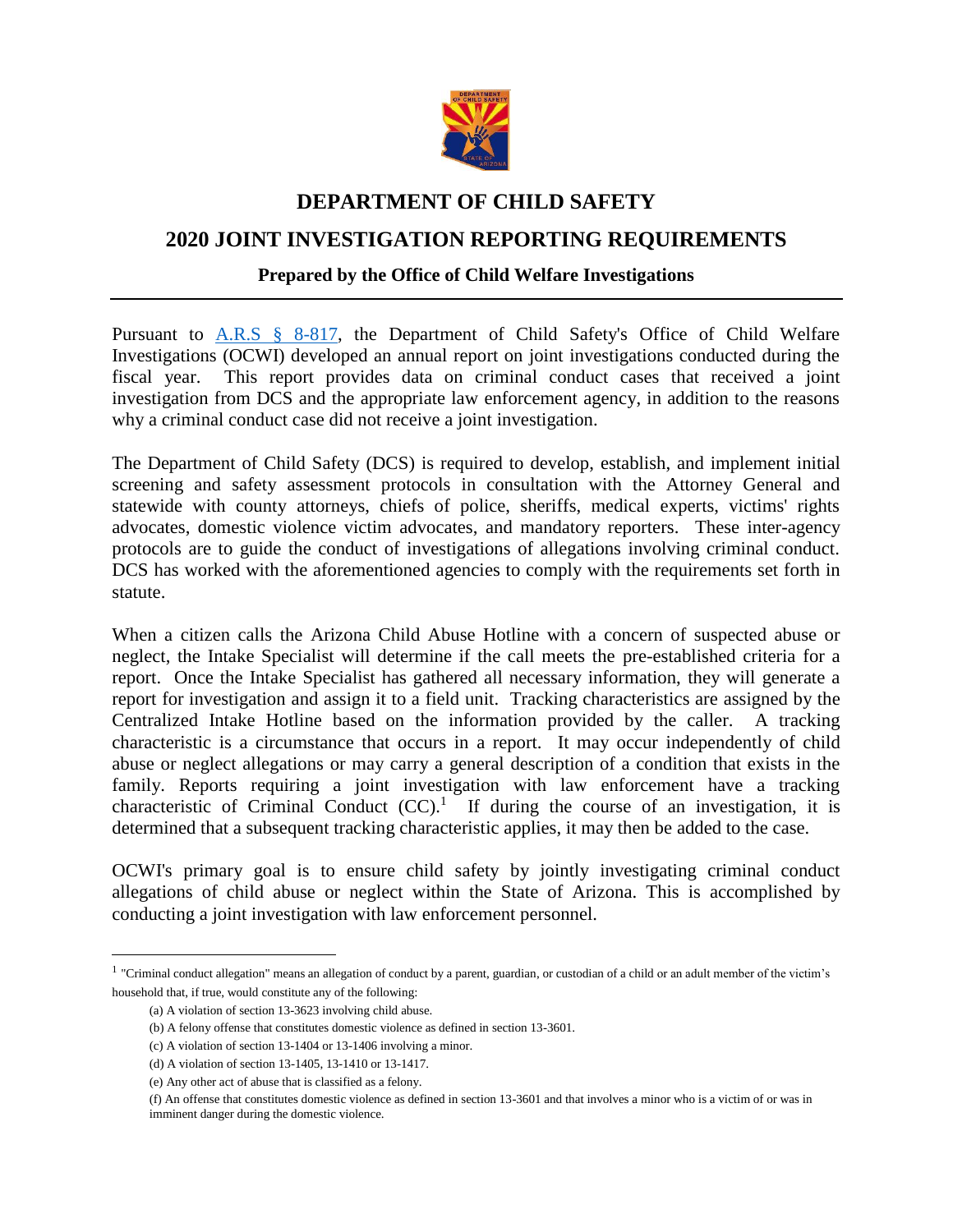# DEPARTMENT OF CHILD SAFETY

## 2020 JOINT INVESTIGATION REPORTING REQUIREMENTS

### Prepared by the Office of Child Welfare Investigations

Pursuant to A.R.S § 8-817, the Department of Child Safety's Office of Child Welfare Investigations (OCWI) developed an annual report on joint investigations conducted during the fiscal year. This report provides data on criminal conduct cases that received a joint investigation from DCS and the appropriate law enforcement agency, in addition to the reasons why a criminal conduct case did not receive a joint investigation.

The Department of Child Safety (DCS) is required to develop, establish, and implement initial screening and safety assessment protocols in consultation with the Attorney General and statewide with county attorneys, chiefs of police, sheriffs, medical experts, victims' rights advocates, domestic violence victim advocates, and mandatory reporters. These inter-agency protocols are to guide the conduct of investigations of allegations involving criminal conduct. DCS has worked with the aforementioned agencies to comply with the requirements set forth in statute.

When a citizen calls the Arizona Child Abuse Hotline with a concern of suspected abuse or neglect, the Intake Specialist will determine if the call meets the pre-established criteria for a report. Once the Intake Specialist has gathered all necessary information, they will generate a report for investigation and assign it to a field unit. Tracking characteristics are assigned by the Centralized Intake Hotline based on the information provided by the caller. A tracking characteristic is a circumstance that occurs in a report. It may occur independently of child abuse or neglect allegations or may carry a general description of a condition that exists in the family. Reports requiring a joint investigation with law enforcement have a tracking characteristic of Criminal Conduct (CC).[1] If during the course of an investigation, it is determined that a subsequent tracking characteristic applies, it may then be added to the case.

OCWI's primary goal is to ensure child safety by jointly investigating criminal conduct allegations of child abuse or neglect within the State of Arizona. This is accomplished by conducting a joint investigation with law enforcement personnel.

---

[1] "Criminal conduct allegation" means an allegation of conduct by a parent, guardian, or custodian of a child or an adult member of the victim's household that, if true, would constitute any of the following:

(a) A violation of section 13-3623 involving child abuse.

(b) A felony offense that constitutes domestic violence as defined in section 13-3601.

(c) A violation of section 13-1404 or 13-1406 involving a minor.

(d) A violation of section 13-1405, 13-1410 or 13-1417.

(e) Any other act of abuse that is classified as a felony.

(f) An offense that constitutes domestic violence as defined in section 13-3601 and that involves a minor who is a victim of or was in imminent danger during the domestic violence.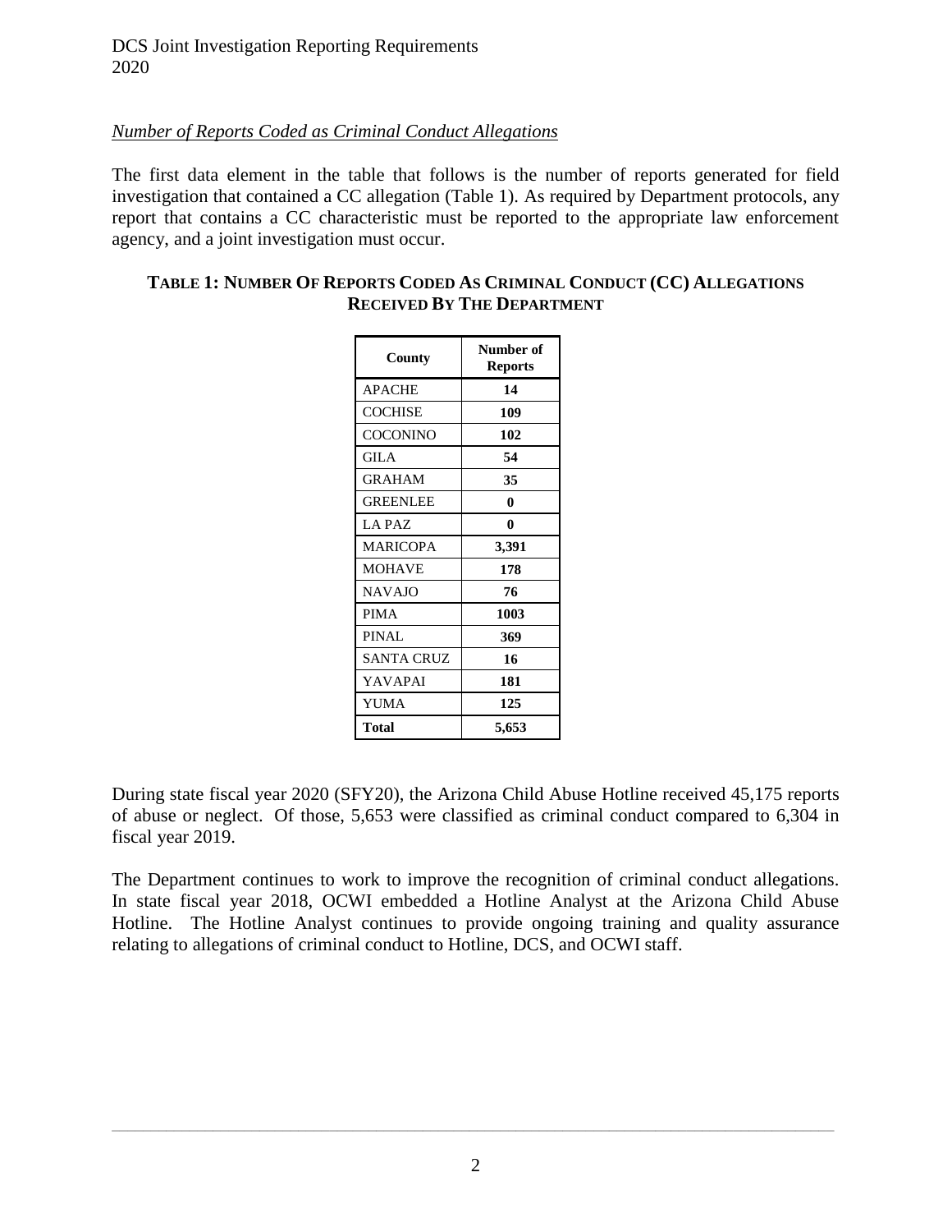*Number of Reports Coded as Criminal Conduct Allegations*

The first data element in the table that follows is the number of reports generated for field investigation that contained a CC allegation (Table 1). As required by Department protocols, any report that contains a CC characteristic must be reported to the appropriate law enforcement agency, and a joint investigation must occur.

**TABLE 1: NUMBER OF REPORTS CODED AS CRIMINAL CONDUCT (CC) ALLEGATIONS RECEIVED BY THE DEPARTMENT**

| County | Number of Reports |
|---|---|
| APACHE | **14** |
| COCHISE | **109** |
| COCONINO | **102** |
| GILA | **54** |
| GRAHAM | **35** |
| GREENLEE | **0** |
| LA PAZ | **0** |
| MARICOPA | **3,391** |
| MOHAVE | **178** |
| NAVAJO | **76** |
| PIMA | **1003** |
| PINAL | **369** |
| SANTA CRUZ | **16** |
| YAVAPAI | **181** |
| YUMA | **125** |
| **Total** | **5,653** |

During state fiscal year 2020 (SFY20), the Arizona Child Abuse Hotline received 45,175 reports of abuse or neglect. Of those, 5,653 were classified as criminal conduct compared to 6,304 in fiscal year 2019.

The Department continues to work to improve the recognition of criminal conduct allegations. In state fiscal year 2018, OCWI embedded a Hotline Analyst at the Arizona Child Abuse Hotline. The Hotline Analyst continues to provide ongoing training and quality assurance relating to allegations of criminal conduct to Hotline, DCS, and OCWI staff.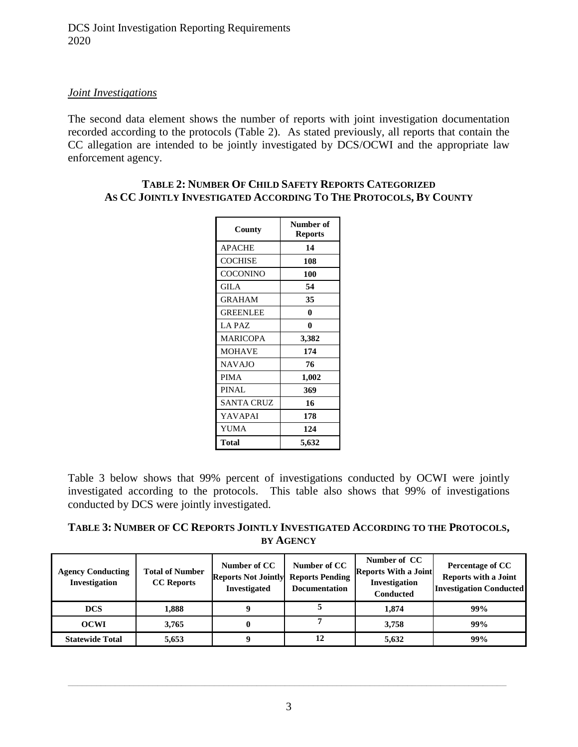*Joint Investigations*

The second data element shows the number of reports with joint investigation documentation recorded according to the protocols (Table 2). As stated previously, all reports that contain the CC allegation are intended to be jointly investigated by DCS/OCWI and the appropriate law enforcement agency.

**TABLE 2: NUMBER OF CHILD SAFETY REPORTS CATEGORIZED AS CC JOINTLY INVESTIGATED ACCORDING TO THE PROTOCOLS, BY COUNTY**

| County | Number of Reports |
|---|---|
| APACHE | 14 |
| COCHISE | 108 |
| COCONINO | 100 |
| GILA | 54 |
| GRAHAM | 35 |
| GREENLEE | 0 |
| LA PAZ | 0 |
| MARICOPA | 3,382 |
| MOHAVE | 174 |
| NAVAJO | 76 |
| PIMA | 1,002 |
| PINAL | 369 |
| SANTA CRUZ | 16 |
| YAVAPAI | 178 |
| YUMA | 124 |
| **Total** | **5,632** |

Table 3 below shows that 99% percent of investigations conducted by OCWI were jointly investigated according to the protocols. This table also shows that 99% of investigations conducted by DCS were jointly investigated.

**TABLE 3: NUMBER OF CC REPORTS JOINTLY INVESTIGATED ACCORDING TO THE PROTOCOLS, BY AGENCY**

| Agency Conducting Investigation | Total of Number CC Reports | Number of CC Reports Not Jointly Investigated | Number of CC Reports Pending Documentation | Number of CC Reports With a Joint Investigation Conducted | Percentage of CC Reports with a Joint Investigation Conducted |
|---|---|---|---|---|---|
| **DCS** | **1,888** | **9** | **5** | **1,874** | **99%** |
| **OCWI** | **3,765** | **0** | **7** | **3,758** | **99%** |
| **Statewide Total** | **5,653** | **9** | **12** | **5,632** | **99%** |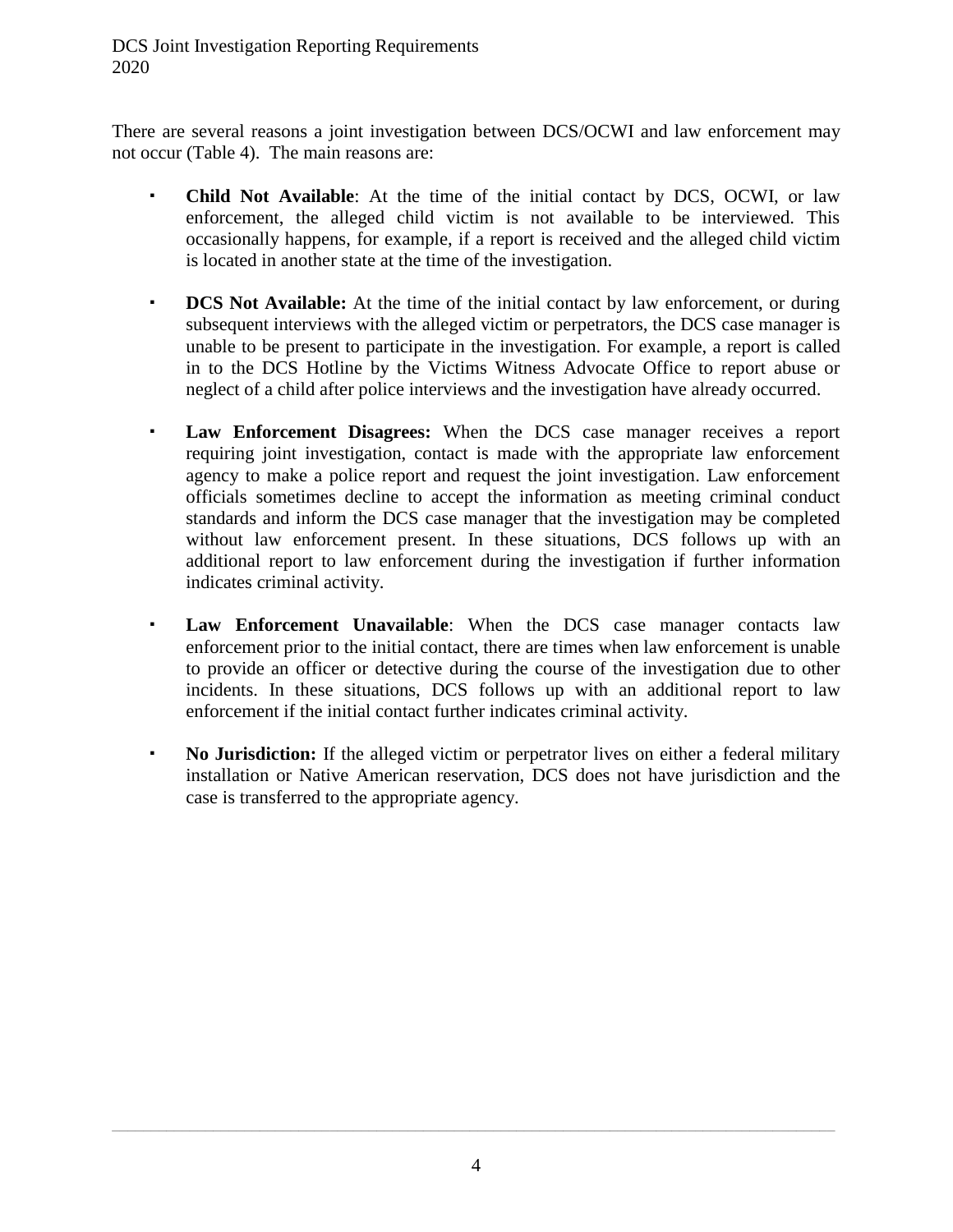There are several reasons a joint investigation between DCS/OCWI and law enforcement may not occur (Table 4). The main reasons are:

- **Child Not Available**: At the time of the initial contact by DCS, OCWI, or law enforcement, the alleged child victim is not available to be interviewed. This occasionally happens, for example, if a report is received and the alleged child victim is located in another state at the time of the investigation.

- **DCS Not Available:** At the time of the initial contact by law enforcement, or during subsequent interviews with the alleged victim or perpetrators, the DCS case manager is unable to be present to participate in the investigation. For example, a report is called in to the DCS Hotline by the Victims Witness Advocate Office to report abuse or neglect of a child after police interviews and the investigation have already occurred.

- **Law Enforcement Disagrees:** When the DCS case manager receives a report requiring joint investigation, contact is made with the appropriate law enforcement agency to make a police report and request the joint investigation. Law enforcement officials sometimes decline to accept the information as meeting criminal conduct standards and inform the DCS case manager that the investigation may be completed without law enforcement present. In these situations, DCS follows up with an additional report to law enforcement during the investigation if further information indicates criminal activity.

- **Law Enforcement Unavailable**: When the DCS case manager contacts law enforcement prior to the initial contact, there are times when law enforcement is unable to provide an officer or detective during the course of the investigation due to other incidents. In these situations, DCS follows up with an additional report to law enforcement if the initial contact further indicates criminal activity.

- **No Jurisdiction:** If the alleged victim or perpetrator lives on either a federal military installation or Native American reservation, DCS does not have jurisdiction and the case is transferred to the appropriate agency.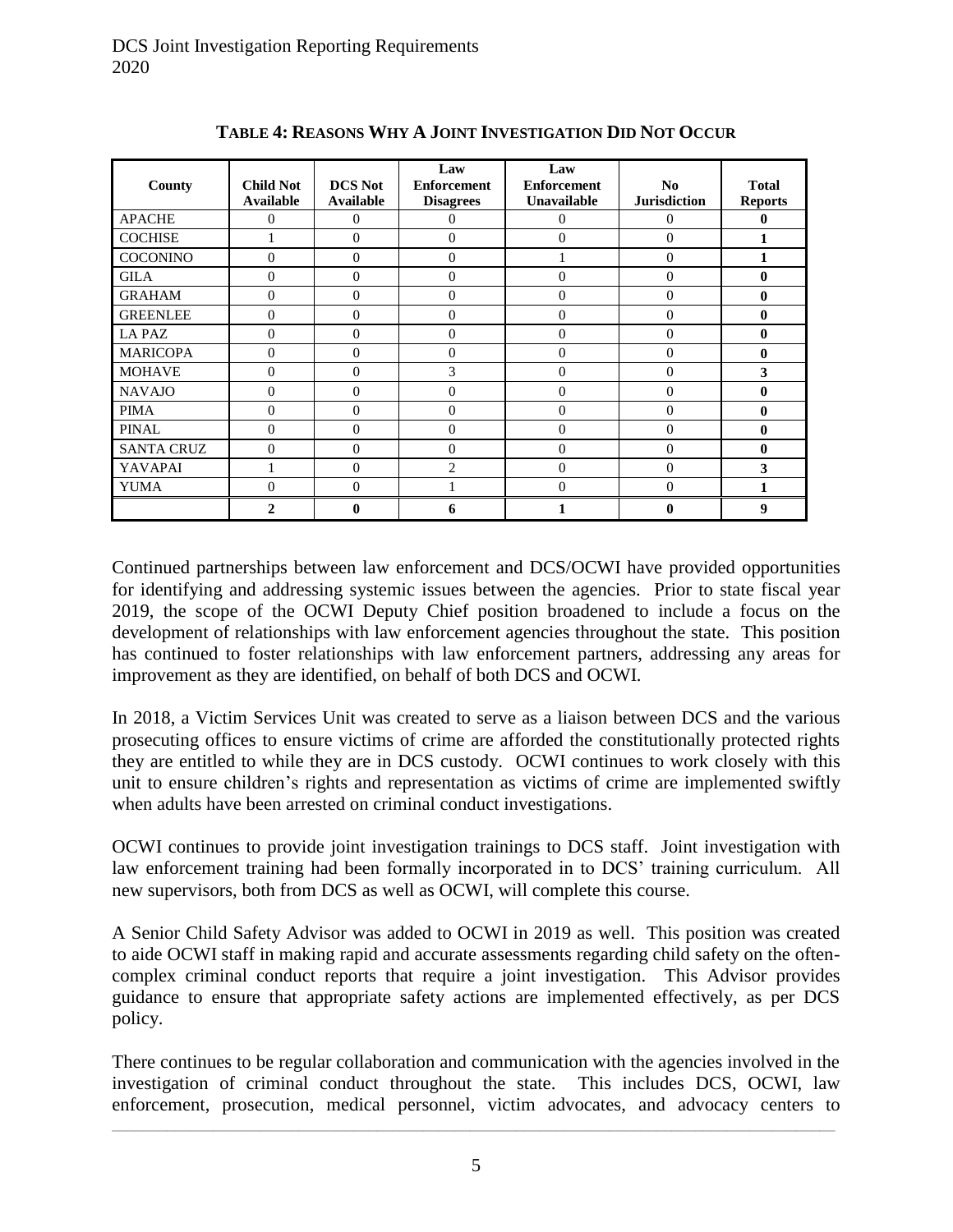**TABLE 4: REASONS WHY A JOINT INVESTIGATION DID NOT OCCUR**

| County | Child Not Available | DCS Not Available | Law Enforcement Disagrees | Law Enforcement Unavailable | No Jurisdiction | Total Reports |
|---|---|---|---|---|---|---|
| APACHE | 0 | 0 | 0 | 0 | 0 | **0** |
| COCHISE | 1 | 0 | 0 | 0 | 0 | **1** |
| COCONINO | 0 | 0 | 0 | 1 | 0 | **1** |
| GILA | 0 | 0 | 0 | 0 | 0 | **0** |
| GRAHAM | 0 | 0 | 0 | 0 | 0 | **0** |
| GREENLEE | 0 | 0 | 0 | 0 | 0 | **0** |
| LA PAZ | 0 | 0 | 0 | 0 | 0 | **0** |
| MARICOPA | 0 | 0 | 0 | 0 | 0 | **0** |
| MOHAVE | 0 | 0 | 3 | 0 | 0 | **3** |
| NAVAJO | 0 | 0 | 0 | 0 | 0 | **0** |
| PIMA | 0 | 0 | 0 | 0 | 0 | **0** |
| PINAL | 0 | 0 | 0 | 0 | 0 | **0** |
| SANTA CRUZ | 0 | 0 | 0 | 0 | 0 | **0** |
| YAVAPAI | 1 | 0 | 2 | 0 | 0 | **3** |
| YUMA | 0 | 0 | 1 | 0 | 0 | **1** |
| | **2** | **0** | **6** | **1** | **0** | **9** |

Continued partnerships between law enforcement and DCS/OCWI have provided opportunities for identifying and addressing systemic issues between the agencies. Prior to state fiscal year 2019, the scope of the OCWI Deputy Chief position broadened to include a focus on the development of relationships with law enforcement agencies throughout the state. This position has continued to foster relationships with law enforcement partners, addressing any areas for improvement as they are identified, on behalf of both DCS and OCWI.

In 2018, a Victim Services Unit was created to serve as a liaison between DCS and the various prosecuting offices to ensure victims of crime are afforded the constitutionally protected rights they are entitled to while they are in DCS custody. OCWI continues to work closely with this unit to ensure children's rights and representation as victims of crime are implemented swiftly when adults have been arrested on criminal conduct investigations.

OCWI continues to provide joint investigation trainings to DCS staff. Joint investigation with law enforcement training had been formally incorporated in to DCS' training curriculum. All new supervisors, both from DCS as well as OCWI, will complete this course.

A Senior Child Safety Advisor was added to OCWI in 2019 as well. This position was created to aide OCWI staff in making rapid and accurate assessments regarding child safety on the often-complex criminal conduct reports that require a joint investigation. This Advisor provides guidance to ensure that appropriate safety actions are implemented effectively, as per DCS policy.

There continues to be regular collaboration and communication with the agencies involved in the investigation of criminal conduct throughout the state. This includes DCS, OCWI, law enforcement, prosecution, medical personnel, victim advocates, and advocacy centers to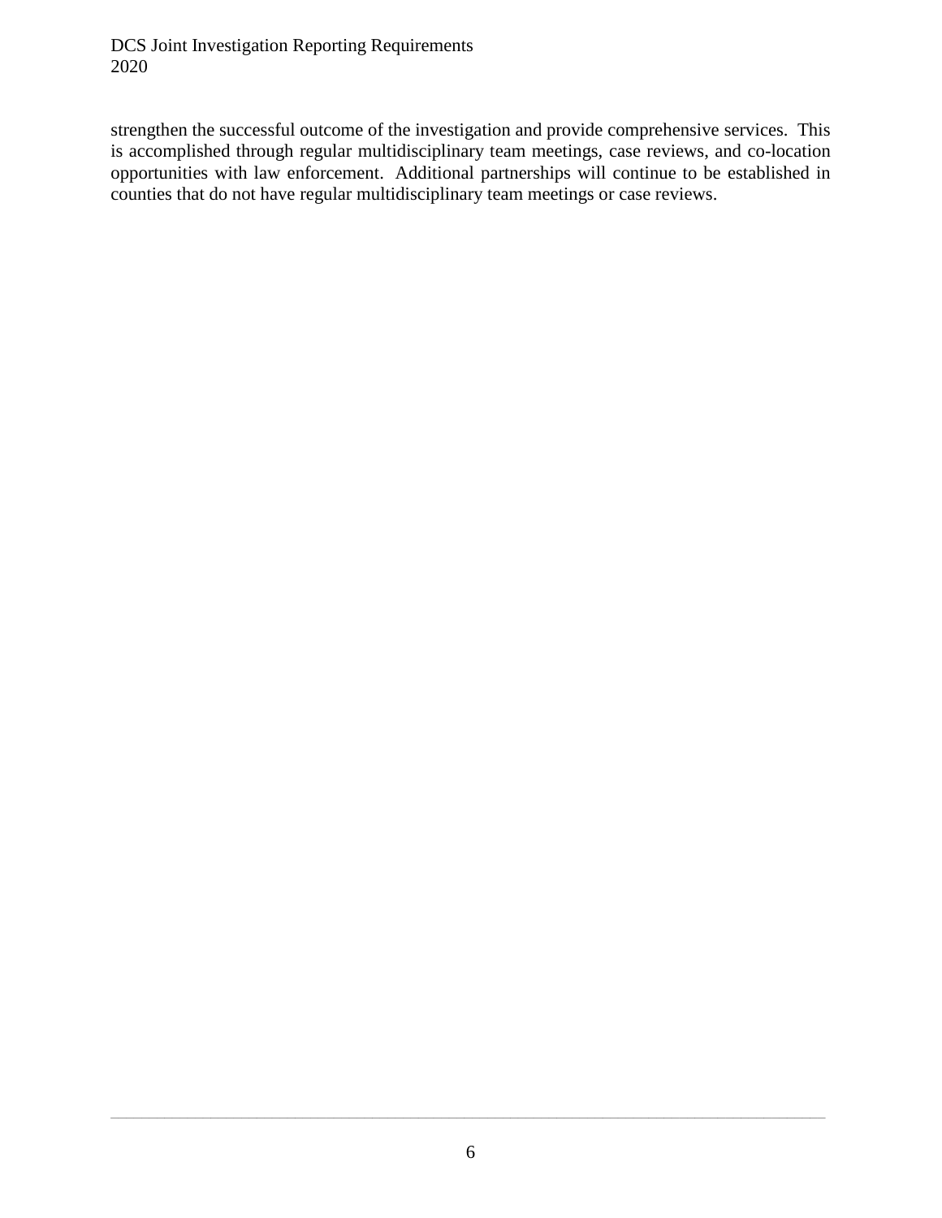strengthen the successful outcome of the investigation and provide comprehensive services. This is accomplished through regular multidisciplinary team meetings, case reviews, and co-location opportunities with law enforcement. Additional partnerships will continue to be established in counties that do not have regular multidisciplinary team meetings or case reviews.